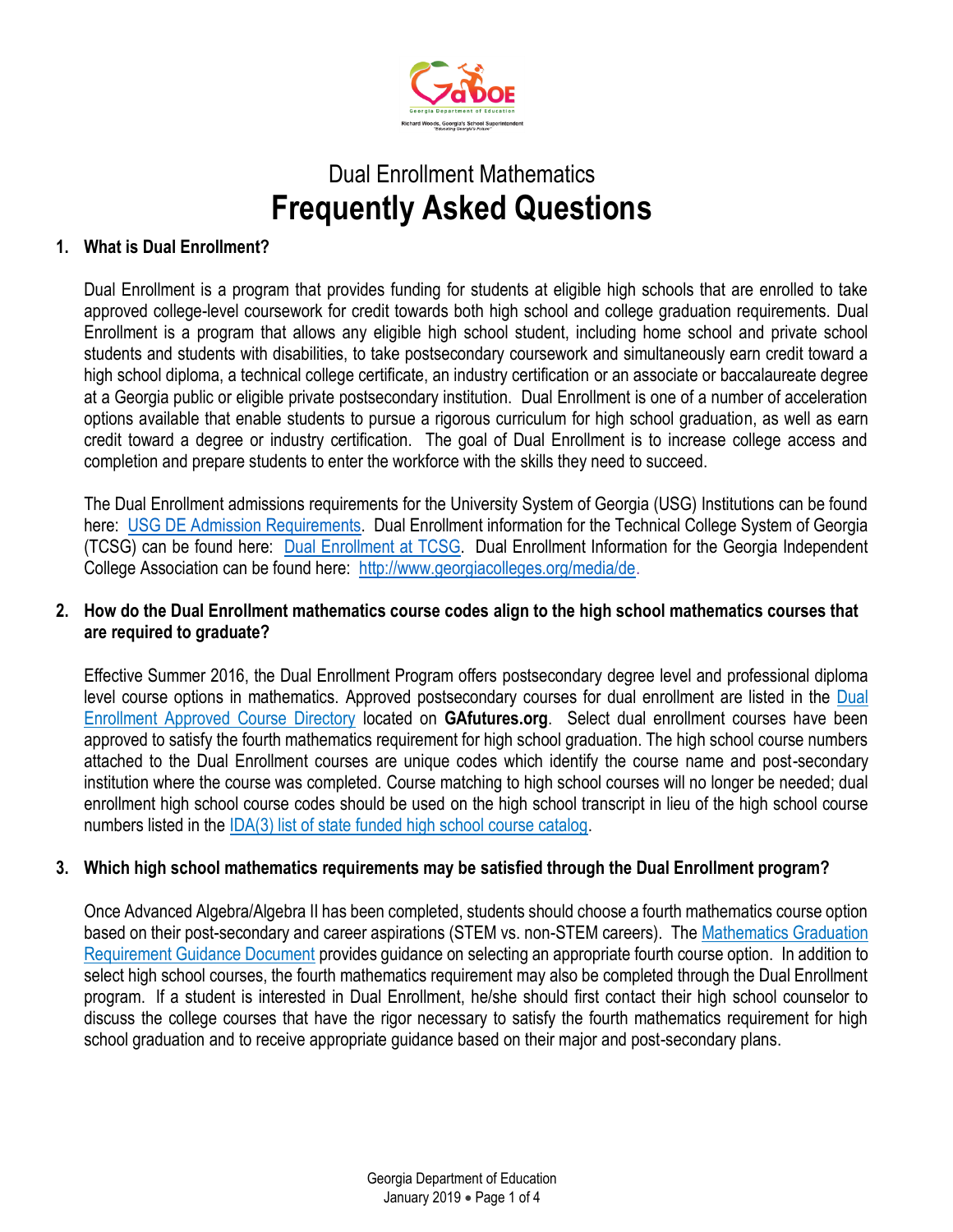Dual Enrollment Mathematics

# Frequently Asked Questions

### 1. What is Dual Enrollment?

Dual Enrollment is a program that provides funding for students at eligible high schools that are enrolled to take approved college-level coursework for credit towards both high school and college graduation requirements. Dual Enrollment is a program that allows any eligible high school student, including home school and private school students and students with disabilities, to take postsecondary coursework and simultaneously earn credit toward a high school diploma, a technical college certificate, an industry certification or an associate or baccalaureate degree at a Georgia public or eligible private postsecondary institution. Dual Enrollment is one of a number of acceleration options available that enable students to pursue a rigorous curriculum for high school graduation, as well as earn credit toward a degree or industry certification. The goal of Dual Enrollment is to increase college access and completion and prepare students to enter the workforce with the skills they need to succeed.

The Dual Enrollment admissions requirements for the University System of Georgia (USG) Institutions can be found here: USG DE Admission Requirements. Dual Enrollment information for the Technical College System of Georgia (TCSG) can be found here: Dual Enrollment at TCSG. Dual Enrollment Information for the Georgia Independent College Association can be found here: http://www.georgiacolleges.org/media/de.

### 2. How do the Dual Enrollment mathematics course codes align to the high school mathematics courses that are required to graduate?

Effective Summer 2016, the Dual Enrollment Program offers postsecondary degree level and professional diploma level course options in mathematics. Approved postsecondary courses for dual enrollment are listed in the Dual Enrollment Approved Course Directory located on **GAfutures.org**. Select dual enrollment courses have been approved to satisfy the fourth mathematics requirement for high school graduation. The high school course numbers attached to the Dual Enrollment courses are unique codes which identify the course name and post-secondary institution where the course was completed. Course matching to high school courses will no longer be needed; dual enrollment high school course codes should be used on the high school transcript in lieu of the high school course numbers listed in the IDA(3) list of state funded high school course catalog.

### 3. Which high school mathematics requirements may be satisfied through the Dual Enrollment program?

Once Advanced Algebra/Algebra II has been completed, students should choose a fourth mathematics course option based on their post-secondary and career aspirations (STEM vs. non-STEM careers). The Mathematics Graduation Requirement Guidance Document provides guidance on selecting an appropriate fourth course option. In addition to select high school courses, the fourth mathematics requirement may also be completed through the Dual Enrollment program. If a student is interested in Dual Enrollment, he/she should first contact their high school counselor to discuss the college courses that have the rigor necessary to satisfy the fourth mathematics requirement for high school graduation and to receive appropriate guidance based on their major and post-secondary plans.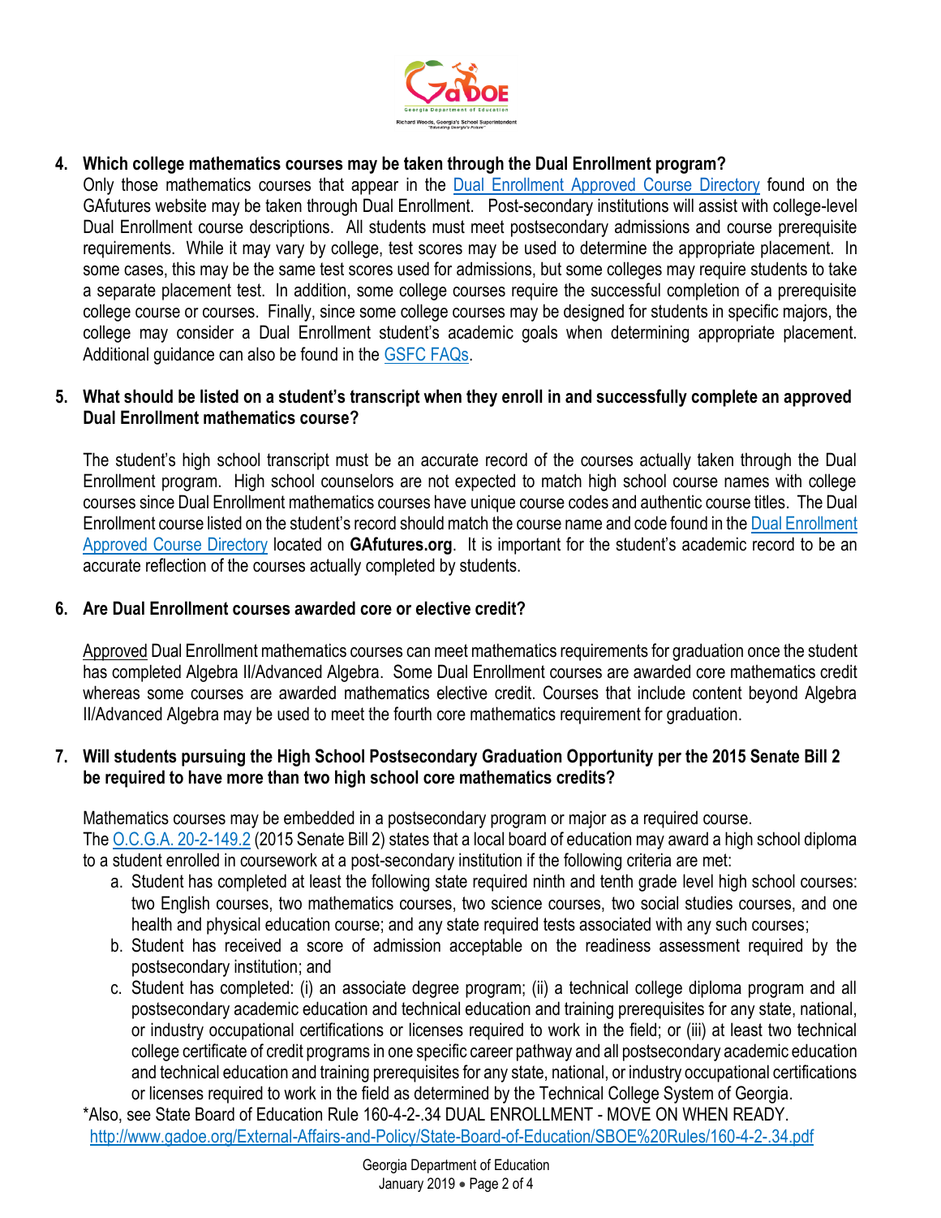4. **Which college mathematics courses may be taken through the Dual Enrollment program?**

   Only those mathematics courses that appear in the [Dual Enrollment Approved Course Directory](#) found on the GAfutures website may be taken through Dual Enrollment. Post-secondary institutions will assist with college-level Dual Enrollment course descriptions. All students must meet postsecondary admissions and course prerequisite requirements. While it may vary by college, test scores may be used to determine the appropriate placement. In some cases, this may be the same test scores used for admissions, but some colleges may require students to take a separate placement test. In addition, some college courses require the successful completion of a prerequisite college course or courses. Finally, since some college courses may be designed for students in specific majors, the college may consider a Dual Enrollment student's academic goals when determining appropriate placement. Additional guidance can also be found in the [GSFC FAQs](#).

5. **What should be listed on a student's transcript when they enroll in and successfully complete an approved Dual Enrollment mathematics course?**

   The student's high school transcript must be an accurate record of the courses actually taken through the Dual Enrollment program. High school counselors are not expected to match high school course names with college courses since Dual Enrollment mathematics courses have unique course codes and authentic course titles. The Dual Enrollment course listed on the student's record should match the course name and code found in the [Dual Enrollment Approved Course Directory](#) located on **GAfutures.org**. It is important for the student's academic record to be an accurate reflection of the courses actually completed by students.

6. **Are Dual Enrollment courses awarded core or elective credit?**

   Approved Dual Enrollment mathematics courses can meet mathematics requirements for graduation once the student has completed Algebra II/Advanced Algebra. Some Dual Enrollment courses are awarded core mathematics credit whereas some courses are awarded mathematics elective credit. Courses that include content beyond Algebra II/Advanced Algebra may be used to meet the fourth core mathematics requirement for graduation.

7. **Will students pursuing the High School Postsecondary Graduation Opportunity per the 2015 Senate Bill 2 be required to have more than two high school core mathematics credits?**

   Mathematics courses may be embedded in a postsecondary program or major as a required course.
   The [O.C.G.A. 20-2-149.2](#) (2015 Senate Bill 2) states that a local board of education may award a high school diploma to a student enrolled in coursework at a post-secondary institution if the following criteria are met:

   a. Student has completed at least the following state required ninth and tenth grade level high school courses: two English courses, two mathematics courses, two science courses, two social studies courses, and one health and physical education course; and any state required tests associated with any such courses;
   b. Student has received a score of admission acceptable on the readiness assessment required by the postsecondary institution; and
   c. Student has completed: (i) an associate degree program; (ii) a technical college diploma program and all postsecondary academic education and technical education and training prerequisites for any state, national, or industry occupational certifications or licenses required to work in the field; or (iii) at least two technical college certificate of credit programs in one specific career pathway and all postsecondary academic education and technical education and training prerequisites for any state, national, or industry occupational certifications or licenses required to work in the field as determined by the Technical College System of Georgia.

   *Also, see State Board of Education Rule 160-4-2-.34 DUAL ENROLLMENT - MOVE ON WHEN READY.
   http://www.gadoe.org/External-Affairs-and-Policy/State-Board-of-Education/SBOE%20Rules/160-4-2-.34.pdf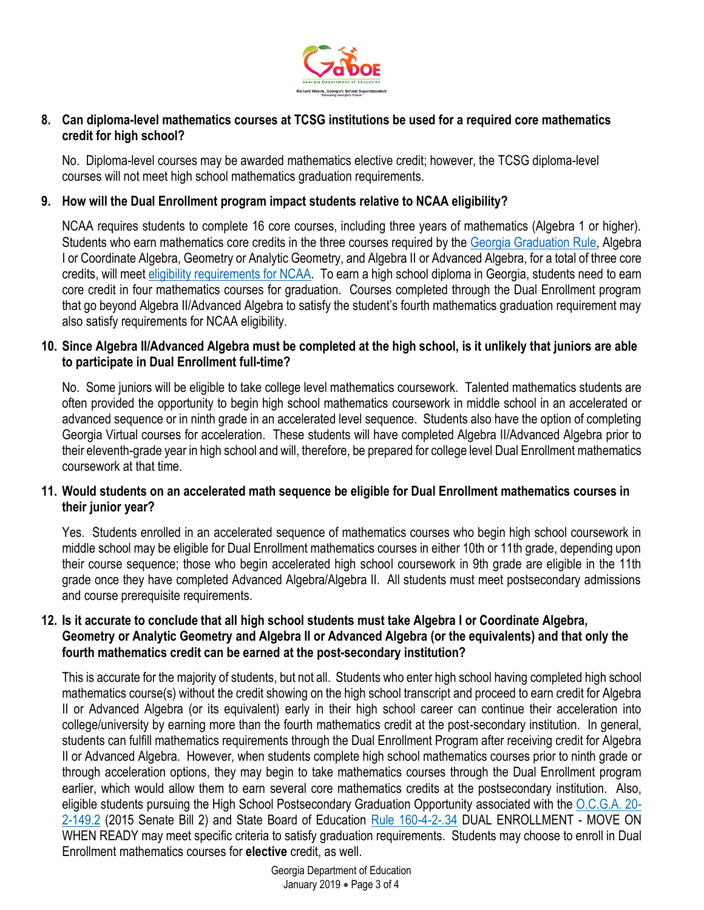**8. Can diploma-level mathematics courses at TCSG institutions be used for a required core mathematics credit for high school?**

No. Diploma-level courses may be awarded mathematics elective credit; however, the TCSG diploma-level courses will not meet high school mathematics graduation requirements.

**9. How will the Dual Enrollment program impact students relative to NCAA eligibility?**

NCAA requires students to complete 16 core courses, including three years of mathematics (Algebra 1 or higher). Students who earn mathematics core credits in the three courses required by the Georgia Graduation Rule, Algebra I or Coordinate Algebra, Geometry or Analytic Geometry, and Algebra II or Advanced Algebra, for a total of three core credits, will meet eligibility requirements for NCAA. To earn a high school diploma in Georgia, students need to earn core credit in four mathematics courses for graduation. Courses completed through the Dual Enrollment program that go beyond Algebra II/Advanced Algebra to satisfy the student's fourth mathematics graduation requirement may also satisfy requirements for NCAA eligibility.

**10. Since Algebra II/Advanced Algebra must be completed at the high school, is it unlikely that juniors are able to participate in Dual Enrollment full-time?**

No. Some juniors will be eligible to take college level mathematics coursework. Talented mathematics students are often provided the opportunity to begin high school mathematics coursework in middle school in an accelerated or advanced sequence or in ninth grade in an accelerated level sequence. Students also have the option of completing Georgia Virtual courses for acceleration. These students will have completed Algebra II/Advanced Algebra prior to their eleventh-grade year in high school and will, therefore, be prepared for college level Dual Enrollment mathematics coursework at that time.

**11. Would students on an accelerated math sequence be eligible for Dual Enrollment mathematics courses in their junior year?**

Yes. Students enrolled in an accelerated sequence of mathematics courses who begin high school coursework in middle school may be eligible for Dual Enrollment mathematics courses in either 10th or 11th grade, depending upon their course sequence; those who begin accelerated high school coursework in 9th grade are eligible in the 11th grade once they have completed Advanced Algebra/Algebra II. All students must meet postsecondary admissions and course prerequisite requirements.

**12. Is it accurate to conclude that all high school students must take Algebra I or Coordinate Algebra, Geometry or Analytic Geometry and Algebra II or Advanced Algebra (or the equivalents) and that only the fourth mathematics credit can be earned at the post-secondary institution?**

This is accurate for the majority of students, but not all. Students who enter high school having completed high school mathematics course(s) without the credit showing on the high school transcript and proceed to earn credit for Algebra II or Advanced Algebra (or its equivalent) early in their high school career can continue their acceleration into college/university by earning more than the fourth mathematics credit at the post-secondary institution. In general, students can fulfill mathematics requirements through the Dual Enrollment Program after receiving credit for Algebra II or Advanced Algebra. However, when students complete high school mathematics courses prior to ninth grade or through acceleration options, they may begin to take mathematics courses through the Dual Enrollment program earlier, which would allow them to earn several core mathematics credits at the postsecondary institution. Also, eligible students pursuing the High School Postsecondary Graduation Opportunity associated with the O.C.G.A. 20-2-149.2 (2015 Senate Bill 2) and State Board of Education Rule 160-4-2-.34 DUAL ENROLLMENT - MOVE ON WHEN READY may meet specific criteria to satisfy graduation requirements. Students may choose to enroll in Dual Enrollment mathematics courses for **elective** credit, as well.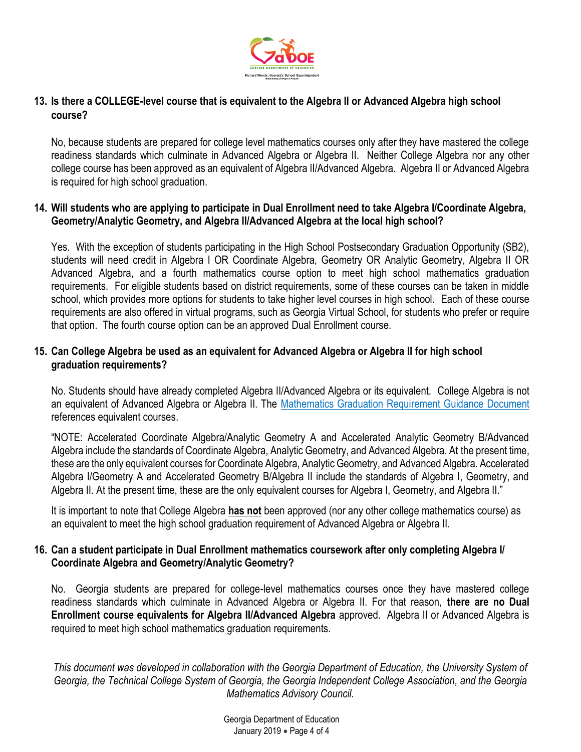**13. Is there a COLLEGE-level course that is equivalent to the Algebra II or Advanced Algebra high school course?**

No, because students are prepared for college level mathematics courses only after they have mastered the college readiness standards which culminate in Advanced Algebra or Algebra II. Neither College Algebra nor any other college course has been approved as an equivalent of Algebra II/Advanced Algebra. Algebra II or Advanced Algebra is required for high school graduation.

**14. Will students who are applying to participate in Dual Enrollment need to take Algebra I/Coordinate Algebra, Geometry/Analytic Geometry, and Algebra II/Advanced Algebra at the local high school?**

Yes. With the exception of students participating in the High School Postsecondary Graduation Opportunity (SB2), students will need credit in Algebra I OR Coordinate Algebra, Geometry OR Analytic Geometry, Algebra II OR Advanced Algebra, and a fourth mathematics course option to meet high school mathematics graduation requirements. For eligible students based on district requirements, some of these courses can be taken in middle school, which provides more options for students to take higher level courses in high school. Each of these course requirements are also offered in virtual programs, such as Georgia Virtual School, for students who prefer or require that option. The fourth course option can be an approved Dual Enrollment course.

**15. Can College Algebra be used as an equivalent for Advanced Algebra or Algebra II for high school graduation requirements?**

No. Students should have already completed Algebra II/Advanced Algebra or its equivalent. College Algebra is not an equivalent of Advanced Algebra or Algebra II. The Mathematics Graduation Requirement Guidance Document references equivalent courses.

"NOTE: Accelerated Coordinate Algebra/Analytic Geometry A and Accelerated Analytic Geometry B/Advanced Algebra include the standards of Coordinate Algebra, Analytic Geometry, and Advanced Algebra. At the present time, these are the only equivalent courses for Coordinate Algebra, Analytic Geometry, and Advanced Algebra. Accelerated Algebra I/Geometry A and Accelerated Geometry B/Algebra II include the standards of Algebra I, Geometry, and Algebra II. At the present time, these are the only equivalent courses for Algebra I, Geometry, and Algebra II."

It is important to note that College Algebra **has not** been approved (nor any other college mathematics course) as an equivalent to meet the high school graduation requirement of Advanced Algebra or Algebra II.

**16. Can a student participate in Dual Enrollment mathematics coursework after only completing Algebra I/ Coordinate Algebra and Geometry/Analytic Geometry?**

No. Georgia students are prepared for college-level mathematics courses once they have mastered college readiness standards which culminate in Advanced Algebra or Algebra II. For that reason, **there are no Dual Enrollment course equivalents for Algebra II/Advanced Algebra** approved. Algebra II or Advanced Algebra is required to meet high school mathematics graduation requirements.

*This document was developed in collaboration with the Georgia Department of Education, the University System of Georgia, the Technical College System of Georgia, the Georgia Independent College Association, and the Georgia Mathematics Advisory Council.*